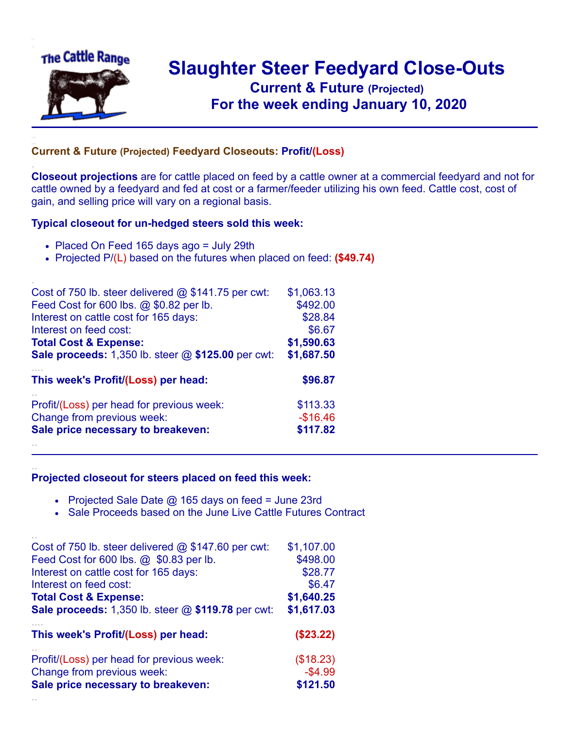The Cattle Range

# Slaughter Steer Feedyard Close-Outs

## Current & Future (Projected)

## For the week ending January 10, 2020

---

### Current & Future (Projected) Feedyard Closeouts: Profit/(Loss)

**Closeout projections** are for cattle placed on feed by a cattle owner at a commercial feedyard and not for cattle owned by a feedyard and fed at cost or a farmer/feeder utilizing his own feed. Cattle cost, cost of gain, and selling price will vary on a regional basis.

**Typical closeout for un-hedged steers sold this week:**

- Placed On Feed 165 days ago = July 29th
- Projected P/(L) based on the futures when placed on feed: **($49.74)**

| | |
|---|---|
| Cost of 750 lb. steer delivered @ $141.75 per cwt: | $1,063.13 |
| Feed Cost for 600 lbs. @ $0.82 per lb. | $492.00 |
| Interest on cattle cost for 165 days: | $28.84 |
| Interest on feed cost: | $6.67 |
| **Total Cost & Expense:** | **$1,590.63** |
| **Sale proceeds:** 1,350 lb. steer @ **$125.00** per cwt: | **$1,687.50** |
| **This week's Profit/(Loss) per head:** | **$96.87** |
| Profit/(Loss) per head for previous week: | $113.33 |
| Change from previous week: | -$16.46 |
| **Sale price necessary to breakeven:** | **$117.82** |

---

**Projected closeout for steers placed on feed this week:**

- Projected Sale Date @ 165 days on feed = June 23rd
- Sale Proceeds based on the June Live Cattle Futures Contract

| | |
|---|---|
| Cost of 750 lb. steer delivered @ $147.60 per cwt: | $1,107.00 |
| Feed Cost for 600 lbs. @ $0.83 per lb. | $498.00 |
| Interest on cattle cost for 165 days: | $28.77 |
| Interest on feed cost: | $6.47 |
| **Total Cost & Expense:** | **$1,640.25** |
| **Sale proceeds:** 1,350 lb. steer @ **$119.78** per cwt: | **$1,617.03** |
| **This week's Profit/(Loss) per head:** | **($23.22)** |
| Profit/(Loss) per head for previous week: | ($18.23) |
| Change from previous week: | -$4.99 |
| **Sale price necessary to breakeven:** | **$121.50** |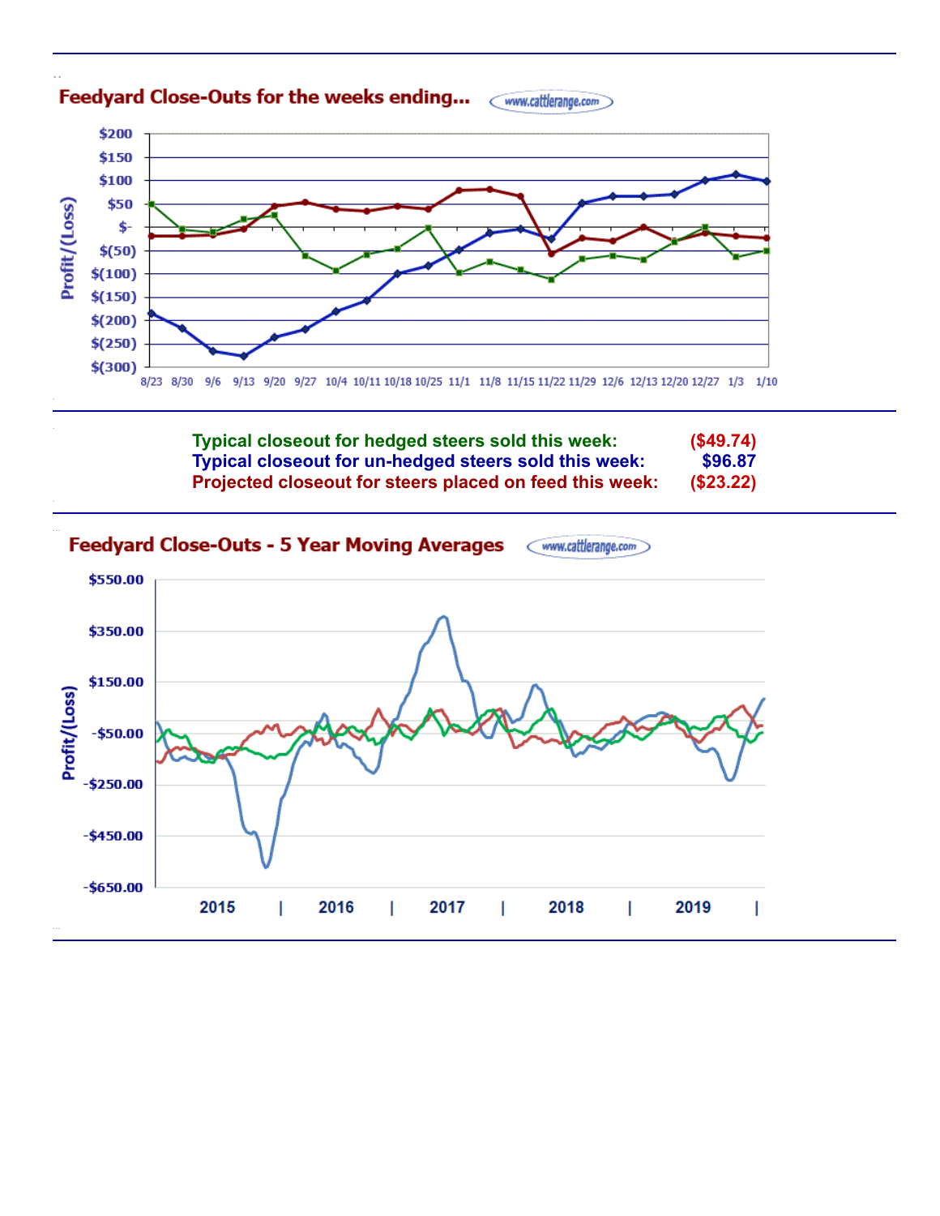## Feedyard Close-Outs for the weeks ending...

www.cattlerange.com

$200
$150
$100
$50
$-
$(50)
$(100)
$(150)
$(200)
$(250)
$(300)

Profit/(Loss)

8/23 8/30 9/6 9/13 9/20 9/27 10/4 10/11 10/18 10/25 11/1 11/8 11/15 11/22 11/29 12/6 12/13 12/20 12/27 1/3 1/10

| | |
|---|---|
| Typical closeout for hedged steers sold this week: | ($49.74) |
| Typical closeout for un-hedged steers sold this week: | $96.87 |
| Projected closeout for steers placed on feed this week: | ($23.22) |

## Feedyard Close-Outs - 5 Year Moving Averages

www.cattlerange.com

$550.00
$350.00
$150.00
-$50.00
-$250.00
-$450.00
-$650.00

Profit/(Loss)

2015 | 2016 | 2017 | 2018 | 2019 |